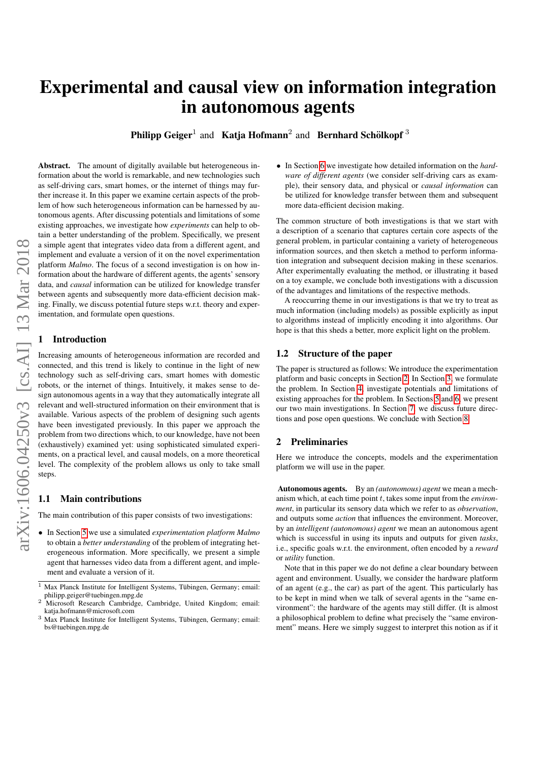# Experimental and causal view on information integration in autonomous agents

**Philipp Geiger**[1] and **Katja Hofmann**[2] and **Bernhard Schölkopf**[3]

**Abstract.** The amount of digitally available but heterogeneous information about the world is remarkable, and new technologies such as self-driving cars, smart homes, or the internet of things may further increase it. In this paper we examine certain aspects of the problem of how such heterogeneous information can be harnessed by autonomous agents. After discussing potentials and limitations of some existing approaches, we investigate how *experiments* can help to obtain a better understanding of the problem. Specifically, we present a simple agent that integrates video data from a different agent, and implement and evaluate a version of it on the novel experimentation platform *Malmo*. The focus of a second investigation is on how information about the hardware of different agents, the agents' sensory data, and *causal* information can be utilized for knowledge transfer between agents and subsequently more data-efficient decision making. Finally, we discuss potential future steps w.r.t. theory and experimentation, and formulate open questions.

## 1 Introduction

Increasing amounts of heterogeneous information are recorded and connected, and this trend is likely to continue in the light of new technology such as self-driving cars, smart homes with domestic robots, or the internet of things. Intuitively, it makes sense to design autonomous agents in a way that they automatically integrate all relevant and well-structured information on their environment that is available. Various aspects of the problem of designing such agents have been investigated previously. In this paper we approach the problem from two directions which, to our knowledge, have not been (exhaustively) examined yet: using sophisticated simulated experiments, on a practical level, and causal models, on a more theoretical level. The complexity of the problem allows us only to take small steps.

### 1.1 Main contributions

The main contribution of this paper consists of two investigations:

- In Section 5 we use a simulated *experimentation platform Malmo* to obtain a *better understanding* of the problem of integrating heterogeneous information. More specifically, we present a simple agent that harnesses video data from a different agent, and implement and evaluate a version of it.
- In Section 6 we investigate how detailed information on the *hardware of different agents* (we consider self-driving cars as example), their sensory data, and physical or *causal information* can be utilized for knowledge transfer between them and subsequent more data-efficient decision making.

The common structure of both investigations is that we start with a description of a scenario that captures certain core aspects of the general problem, in particular containing a variety of heterogeneous information sources, and then sketch a method to perform information integration and subsequent decision making in these scenarios. After experimentally evaluating the method, or illustrating it based on a toy example, we conclude both investigations with a discussion of the advantages and limitations of the respective methods.

A reoccurring theme in our investigations is that we try to treat as much information (including models) as possible explicitly as input to algorithms instead of implicitly encoding it into algorithms. Our hope is that this sheds a better, more explicit light on the problem.

### 1.2 Structure of the paper

The paper is structured as follows: We introduce the experimentation platform and basic concepts in Section 2. In Section 3, we formulate the problem. In Section 4, investigate potentials and limitations of existing approaches for the problem. In Sections 5 and 6, we present our two main investigations. In Section 7, we discuss future directions and pose open questions. We conclude with Section 8.

## 2 Preliminaries

Here we introduce the concepts, models and the experimentation platform we will use in the paper.

**Autonomous agents.** By an *(autonomous) agent* we mean a mechanism which, at each time point $t$, takes some input from the *environment*, in particular its sensory data which we refer to as *observation*, and outputs some *action* that influences the environment. Moreover, by an *intelligent (autonomous) agent* we mean an autonomous agent which is successful in using its inputs and outputs for given *tasks*, i.e., specific goals w.r.t. the environment, often encoded by a *reward* or *utility* function.

Note that in this paper we do not define a clear boundary between agent and environment. Usually, we consider the hardware platform of an agent (e.g., the car) as part of the agent. This particularly has to be kept in mind when we talk of several agents in the "same environment": the hardware of the agents may still differ. (It is almost a philosophical problem to define what precisely the "same environment" means. Here we simply suggest to interpret this notion as if it

---

[1] Max Planck Institute for Intelligent Systems, Tübingen, Germany; email: philipp.geiger@tuebingen.mpg.de

[2] Microsoft Research Cambridge, Cambridge, United Kingdom; email: katja.hofmann@microsoft.com

[3] Max Planck Institute for Intelligent Systems, Tübingen, Germany; email: bs@tuebingen.mpg.de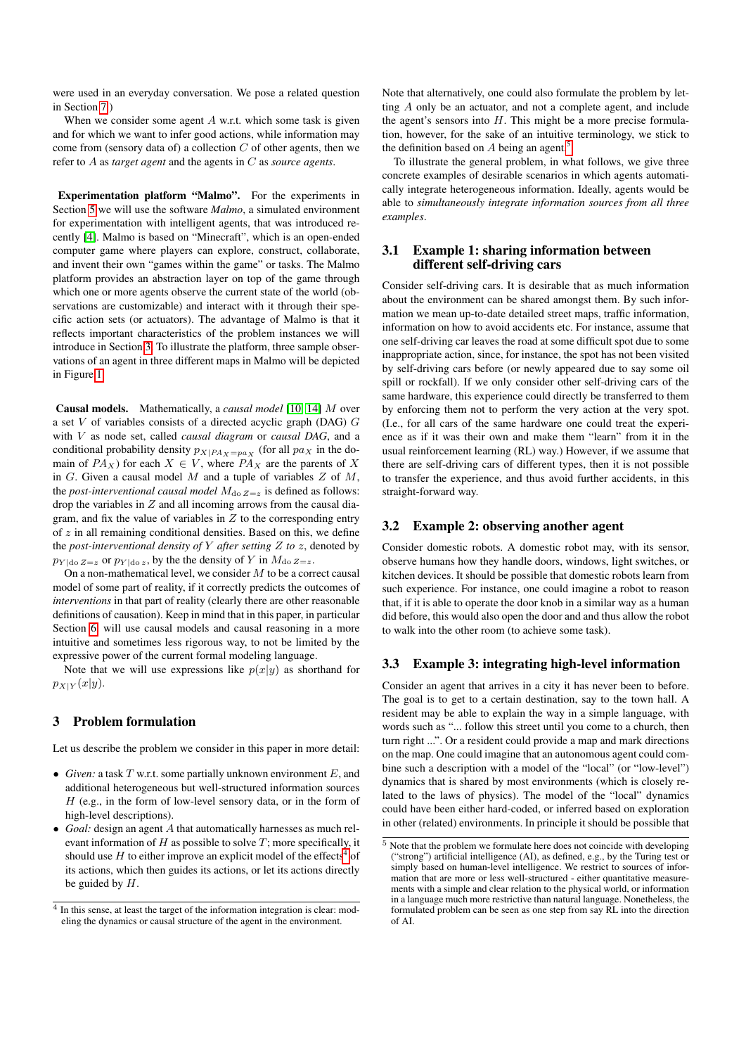were used in an everyday conversation. We pose a related question in Section 7.)

When we consider some agent $A$ w.r.t. which some task is given and for which we want to infer good actions, while information may come from (sensory data of) a collection $C$ of other agents, then we refer to $A$ as *target agent* and the agents in $C$ as *source agents*.

**Experimentation platform "Malmo".** For the experiments in Section 5 we will use the software *Malmo*, a simulated environment for experimentation with intelligent agents, that was introduced recently [4]. Malmo is based on "Minecraft", which is an open-ended computer game where players can explore, construct, collaborate, and invent their own "games within the game" or tasks. The Malmo platform provides an abstraction layer on top of the game through which one or more agents observe the current state of the world (observations are customizable) and interact with it through their specific action sets (or actuators). The advantage of Malmo is that it reflects important characteristics of the problem instances we will introduce in Section 3. To illustrate the platform, three sample observations of an agent in three different maps in Malmo will be depicted in Figure 1.

**Causal models.** Mathematically, a *causal model* [10, 14] $M$ over a set $V$ of variables consists of a directed acyclic graph (DAG) $G$ with $V$ as node set, called *causal diagram* or *causal DAG*, and a conditional probability density $p_{X|PA_X=pa_X}$ (for all $pa_X$ in the domain of $PA_X$) for each $X \in V$, where $PA_X$ are the parents of $X$ in $G$. Given a causal model $M$ and a tuple of variables $Z$ of $M$, the *post-interventional causal model* $M_{\mathrm{do}\, Z=z}$ is defined as follows: drop the variables in $Z$ and all incoming arrows from the causal diagram, and fix the value of variables in $Z$ to the corresponding entry of $z$ in all remaining conditional densities. Based on this, we define the *post-interventional density of* $Y$ *after setting* $Z$ *to* $z$, denoted by $p_{Y|\mathrm{do}\, Z=z}$ or $p_{Y|\mathrm{do}\, z}$, by the the density of $Y$ in $M_{\mathrm{do}\, Z=z}$.

On a non-mathematical level, we consider $M$ to be a correct causal model of some part of reality, if it correctly predicts the outcomes of *interventions* in that part of reality (clearly there are other reasonable definitions of causation). Keep in mind that in this paper, in particular Section 6, will use causal models and causal reasoning in a more intuitive and sometimes less rigorous way, to not be limited by the expressive power of the current formal modeling language.

Note that we will use expressions like $p(x|y)$ as shorthand for $p_{X|Y}(x|y)$.

## 3 Problem formulation

Let us describe the problem we consider in this paper in more detail:

- *Given:* a task $T$ w.r.t. some partially unknown environment $E$, and additional heterogeneous but well-structured information sources $H$ (e.g., in the form of low-level sensory data, or in the form of high-level descriptions).
- *Goal:* design an agent $A$ that automatically harnesses as much relevant information of $H$ as possible to solve $T$; more specifically, it should use $H$ to either improve an explicit model of the effects[4] of its actions, which then guides its actions, or let its actions directly be guided by $H$.

Note that alternatively, one could also formulate the problem by letting $A$ only be an actuator, and not a complete agent, and include the agent's sensors into $H$. This might be a more precise formulation, however, for the sake of an intuitive terminology, we stick to the definition based on $A$ being an agent.[5]

To illustrate the general problem, in what follows, we give three concrete examples of desirable scenarios in which agents automatically integrate heterogeneous information. Ideally, agents would be able to *simultaneously integrate information sources from all three examples*.

### 3.1 Example 1: sharing information between different self-driving cars

Consider self-driving cars. It is desirable that as much information about the environment can be shared amongst them. By such information we mean up-to-date detailed street maps, traffic information, information on how to avoid accidents etc. For instance, assume that one self-driving car leaves the road at some difficult spot due to some inappropriate action, since, for instance, the spot has not been visited by self-driving cars before (or newly appeared due to say some oil spill or rockfall). If we only consider other self-driving cars of the same hardware, this experience could directly be transferred to them by enforcing them not to perform the very action at the very spot. (I.e., for all cars of the same hardware one could treat the experience as if it was their own and make them "learn" from it in the usual reinforcement learning (RL) way.) However, if we assume that there are self-driving cars of different types, then it is not possible to transfer the experience, and thus avoid further accidents, in this straight-forward way.

### 3.2 Example 2: observing another agent

Consider domestic robots. A domestic robot may, with its sensor, observe humans how they handle doors, windows, light switches, or kitchen devices. It should be possible that domestic robots learn from such experience. For instance, one could imagine a robot to reason that, if it is able to operate the door knob in a similar way as a human did before, this would also open the door and and thus allow the robot to walk into the other room (to achieve some task).

### 3.3 Example 3: integrating high-level information

Consider an agent that arrives in a city it has never been to before. The goal is to get to a certain destination, say to the town hall. A resident may be able to explain the way in a simple language, with words such as "... follow this street until you come to a church, then turn right ...". Or a resident could provide a map and mark directions on the map. One could imagine that an autonomous agent could combine such a description with a model of the "local" (or "low-level") dynamics that is shared by most environments (which is closely related to the laws of physics). The model of the "local" dynamics could have been either hard-coded, or inferred based on exploration in other (related) environments. In principle it should be possible that

---

[4] In this sense, at least the target of the information integration is clear: modeling the dynamics or causal structure of the agent in the environment.

[5] Note that the problem we formulate here does not coincide with developing ("strong") artificial intelligence (AI), as defined, e.g., by the Turing test or simply based on human-level intelligence. We restrict to sources of information that are more or less well-structured - either quantitative measurements with a simple and clear relation to the physical world, or information in a language much more restrictive than natural language. Nonetheless, the formulated problem can be seen as one step from say RL into the direction of AI.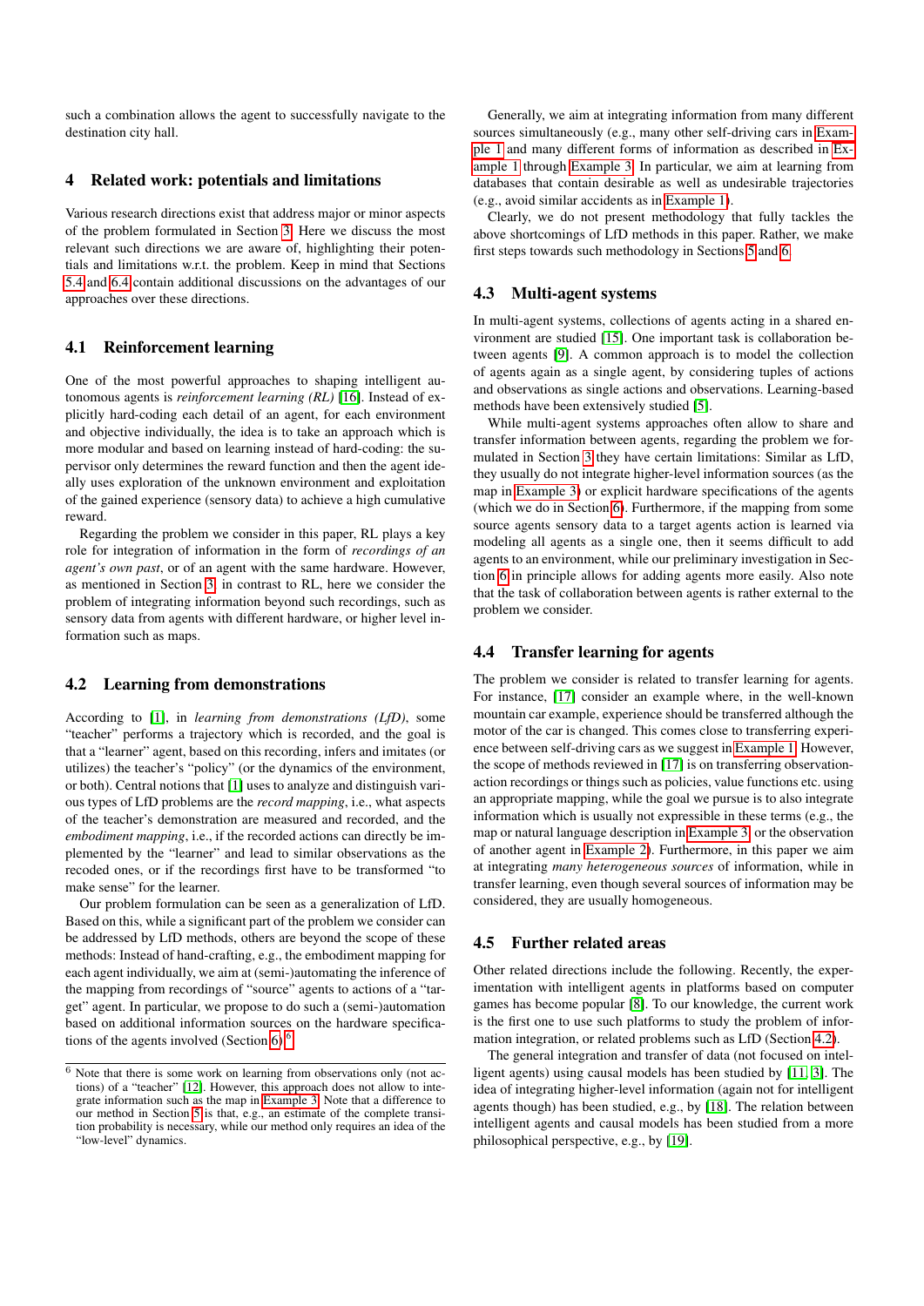such a combination allows the agent to successfully navigate to the destination city hall.

## 4 Related work: potentials and limitations

Various research directions exist that address major or minor aspects of the problem formulated in Section 3. Here we discuss the most relevant such directions we are aware of, highlighting their potentials and limitations w.r.t. the problem. Keep in mind that Sections 5.4 and 6.4 contain additional discussions on the advantages of our approaches over these directions.

### 4.1 Reinforcement learning

One of the most powerful approaches to shaping intelligent autonomous agents is *reinforcement learning (RL)* [16]. Instead of explicitly hard-coding each detail of an agent, for each environment and objective individually, the idea is to take an approach which is more modular and based on learning instead of hard-coding: the supervisor only determines the reward function and then the agent ideally uses exploration of the unknown environment and exploitation of the gained experience (sensory data) to achieve a high cumulative reward.

Regarding the problem we consider in this paper, RL plays a key role for integration of information in the form of *recordings of an agent's own past*, or of an agent with the same hardware. However, as mentioned in Section 3, in contrast to RL, here we consider the problem of integrating information beyond such recordings, such as sensory data from agents with different hardware, or higher level information such as maps.

### 4.2 Learning from demonstrations

According to [1], in *learning from demonstrations (LfD)*, some "teacher" performs a trajectory which is recorded, and the goal is that a "learner" agent, based on this recording, infers and imitates (or utilizes) the teacher's "policy" (or the dynamics of the environment, or both). Central notions that [1] uses to analyze and distinguish various types of LfD problems are the *record mapping*, i.e., what aspects of the teacher's demonstration are measured and recorded, and the *embodiment mapping*, i.e., if the recorded actions can directly be implemented by the "learner" and lead to similar observations as the recoded ones, or if the recordings first have to be transformed "to make sense" for the learner.

Our problem formulation can be seen as a generalization of LfD. Based on this, while a significant part of the problem we consider can be addressed by LfD methods, others are beyond the scope of these methods: Instead of hand-crafting, e.g., the embodiment mapping for each agent individually, we aim at (semi-)automating the inference of the mapping from recordings of "source" agents to actions of a "target" agent. In particular, we propose to do such a (semi-)automation based on additional information sources on the hardware specifications of the agents involved (Section 6).[6]

[6] Note that there is some work on learning from observations only (not actions) of a "teacher" [12]. However, this approach does not allow to integrate information such as the map in Example 3. Note that a difference to our method in Section 5 is that, e.g., an estimate of the complete transition probability is necessary, while our method only requires an idea of the "low-level" dynamics.

Generally, we aim at integrating information from many different sources simultaneously (e.g., many other self-driving cars in Example 1 and many different forms of information as described in Example 1 through Example 3. In particular, we aim at learning from databases that contain desirable as well as undesirable trajectories (e.g., avoid similar accidents as in Example 1).

Clearly, we do not present methodology that fully tackles the above shortcomings of LfD methods in this paper. Rather, we make first steps towards such methodology in Sections 5 and 6.

### 4.3 Multi-agent systems

In multi-agent systems, collections of agents acting in a shared environment are studied [15]. One important task is collaboration between agents [9]. A common approach is to model the collection of agents again as a single agent, by considering tuples of actions and observations as single actions and observations. Learning-based methods have been extensively studied [5].

While multi-agent systems approaches often allow to share and transfer information between agents, regarding the problem we formulated in Section 3 they have certain limitations: Similar as LfD, they usually do not integrate higher-level information sources (as the map in Example 3) or explicit hardware specifications of the agents (which we do in Section 6). Furthermore, if the mapping from some source agents sensory data to a target agents action is learned via modeling all agents as a single one, then it seems difficult to add agents to an environment, while our preliminary investigation in Section 6 in principle allows for adding agents more easily. Also note that the task of collaboration between agents is rather external to the problem we consider.

### 4.4 Transfer learning for agents

The problem we consider is related to transfer learning for agents. For instance, [17] consider an example where, in the well-known mountain car example, experience should be transferred although the motor of the car is changed. This comes close to transferring experience between self-driving cars as we suggest in Example 1. However, the scope of methods reviewed in [17] is on transferring observation-action recordings or things such as policies, value functions etc. using an appropriate mapping, while the goal we pursue is to also integrate information which is usually not expressible in these terms (e.g., the map or natural language description in Example 3 or the observation of another agent in Example 2). Furthermore, in this paper we aim at integrating *many heterogeneous sources* of information, while in transfer learning, even though several sources of information may be considered, they are usually homogeneous.

### 4.5 Further related areas

Other related directions include the following. Recently, the experimentation with intelligent agents in platforms based on computer games has become popular [8]. To our knowledge, the current work is the first one to use such platforms to study the problem of information integration, or related problems such as LfD (Section 4.2).

The general integration and transfer of data (not focused on intelligent agents) using causal models has been studied by [11, 3]. The idea of integrating higher-level information (again not for intelligent agents though) has been studied, e.g., by [18]. The relation between intelligent agents and causal models has been studied from a more philosophical perspective, e.g., by [19].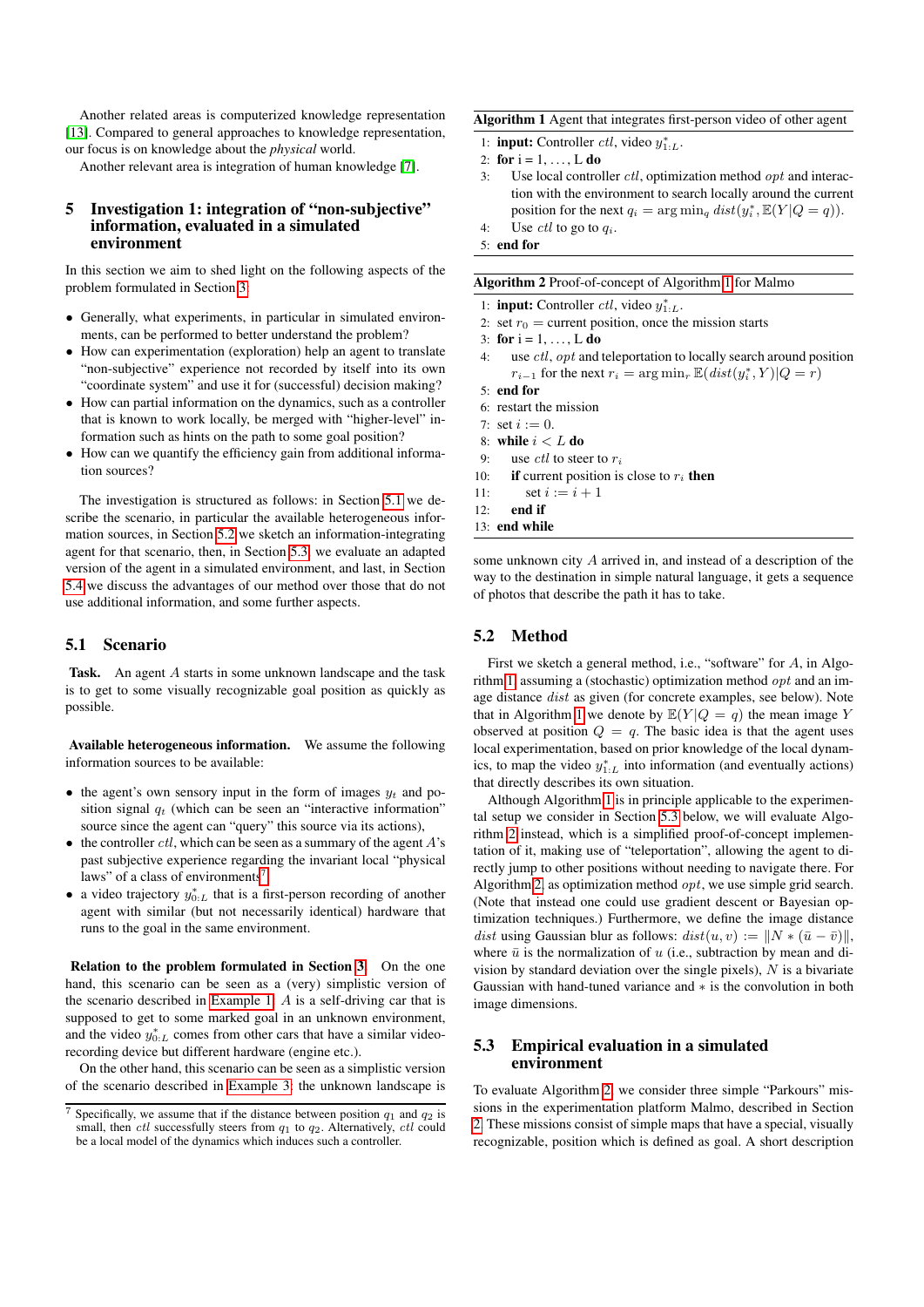Another related areas is computerized knowledge representation [13]. Compared to general approaches to knowledge representation, our focus is on knowledge about the *physical* world.

Another relevant area is integration of human knowledge [7].

## 5 Investigation 1: integration of "non-subjective" information, evaluated in a simulated environment

In this section we aim to shed light on the following aspects of the problem formulated in Section 3:

- Generally, what experiments, in particular in simulated environments, can be performed to better understand the problem?
- How can experimentation (exploration) help an agent to translate "non-subjective" experience not recorded by itself into its own "coordinate system" and use it for (successful) decision making?
- How can partial information on the dynamics, such as a controller that is known to work locally, be merged with "higher-level" information such as hints on the path to some goal position?
- How can we quantify the efficiency gain from additional information sources?

The investigation is structured as follows: in Section 5.1 we describe the scenario, in particular the available heterogeneous information sources, in Section 5.2 we sketch an information-integrating agent for that scenario, then, in Section 5.3, we evaluate an adapted version of the agent in a simulated environment, and last, in Section 5.4 we discuss the advantages of our method over those that do not use additional information, and some further aspects.

### 5.1 Scenario

**Task.** An agent $A$ starts in some unknown landscape and the task is to get to some visually recognizable goal position as quickly as possible.

**Available heterogeneous information.** We assume the following information sources to be available:

- the agent's own sensory input in the form of images $y_t$ and position signal $q_t$ (which can be seen as an "interactive information" source since the agent can "query" this source via its actions),
- the controller $ctl$, which can be seen as a summary of the agent $A$'s past subjective experience regarding the invariant local "physical laws" of a class of environments[7],
- a video trajectory $y^*_{0:L}$ that is a first-person recording of another agent with similar (but not necessarily identical) hardware that runs to the goal in the same environment.

**Relation to the problem formulated in Section 3.** On the one hand, this scenario can be seen as a (very) simplistic version of the scenario described in Example 1: $A$ is a self-driving car that is supposed to get to some marked goal in an unknown environment, and the video $y^*_{0:L}$ comes from other cars that have a similar video-recording device but different hardware (engine etc.).

On the other hand, this scenario can be seen as a simplistic version of the scenario described in Example 3: the unknown landscape is some unknown city $A$ arrived in, and instead of a description of the way to the destination in simple natural language, it gets a sequence of photos that describe the path it has to take.

[7] Specifically, we assume that if the distance between position $q_1$ and $q_2$ is small, then $ctl$ successfully steers from $q_1$ to $q_2$. Alternatively, $ctl$ could be a local model of the dynamics which induces such a controller.

---

**Algorithm 1** Agent that integrates first-person video of other agent

```
1: input: Controller ctl, video y*_{1:L}.
2: for i = 1, ..., L do
3:     Use local controller ctl, optimization method opt and interaction with the environment to search locally around the current position for the next q_i = arg min_q dist(y*_i, E(Y|Q = q)).
4:     Use ctl to go to q_i.
5: end for
```

**Algorithm 2** Proof-of-concept of Algorithm 1 for Malmo

```
1: input: Controller ctl, video y*_{1:L}.
2: set r_0 = current position, once the mission starts
3: for i = 1, ..., L do
4:     use ctl, opt and teleportation to locally search around position r_{i-1} for the next r_i = arg min_r E(dist(y*_i, Y)|Q = r)
5: end for
6: restart the mission
7: set i := 0.
8: while i < L do
9:     use ctl to steer to r_i
10:    if current position is close to r_i then
11:        set i := i + 1
12:    end if
13: end while
```

### 5.2 Method

First we sketch a general method, i.e., "software" for $A$, in Algorithm 1 assuming a (stochastic) optimization method $opt$ and an image distance $dist$ as given (for concrete examples, see below). Note that in Algorithm 1 we denote by $\mathbb{E}(Y|Q = q)$ the mean image $Y$ observed at position $Q = q$. The basic idea is that the agent uses local experimentation, based on prior knowledge of the local dynamics, to map the video $y^*_{1:L}$ into information (and eventually actions) that directly describes its own situation.

Although Algorithm 1 is in principle applicable to the experimental setup we consider in Section 5.3 below, we will evaluate Algorithm 2 instead, which is a simplified proof-of-concept implementation of it, making use of "teleportation", allowing the agent to directly jump to other positions without needing to navigate there. For Algorithm 2, as optimization method $opt$, we use simple grid search. (Note that instead one could use gradient descent or Bayesian optimization techniques.) Furthermore, we define the image distance $dist$ using Gaussian blur as follows: $dist(u, v) := \|N * (\bar{u} - \bar{v})\|$, where $\bar{u}$ is the normalization of $u$ (i.e., subtraction by mean and division by standard deviation over the single pixels), $N$ is a bivariate Gaussian with hand-tuned variance and $*$ is the convolution in both image dimensions.

### 5.3 Empirical evaluation in a simulated environment

To evaluate Algorithm 2, we consider three simple "Parkours" missions in the experimentation platform Malmo, described in Section 2. These missions consist of simple maps that have a special, visually recognizable, position which is defined as goal. A short description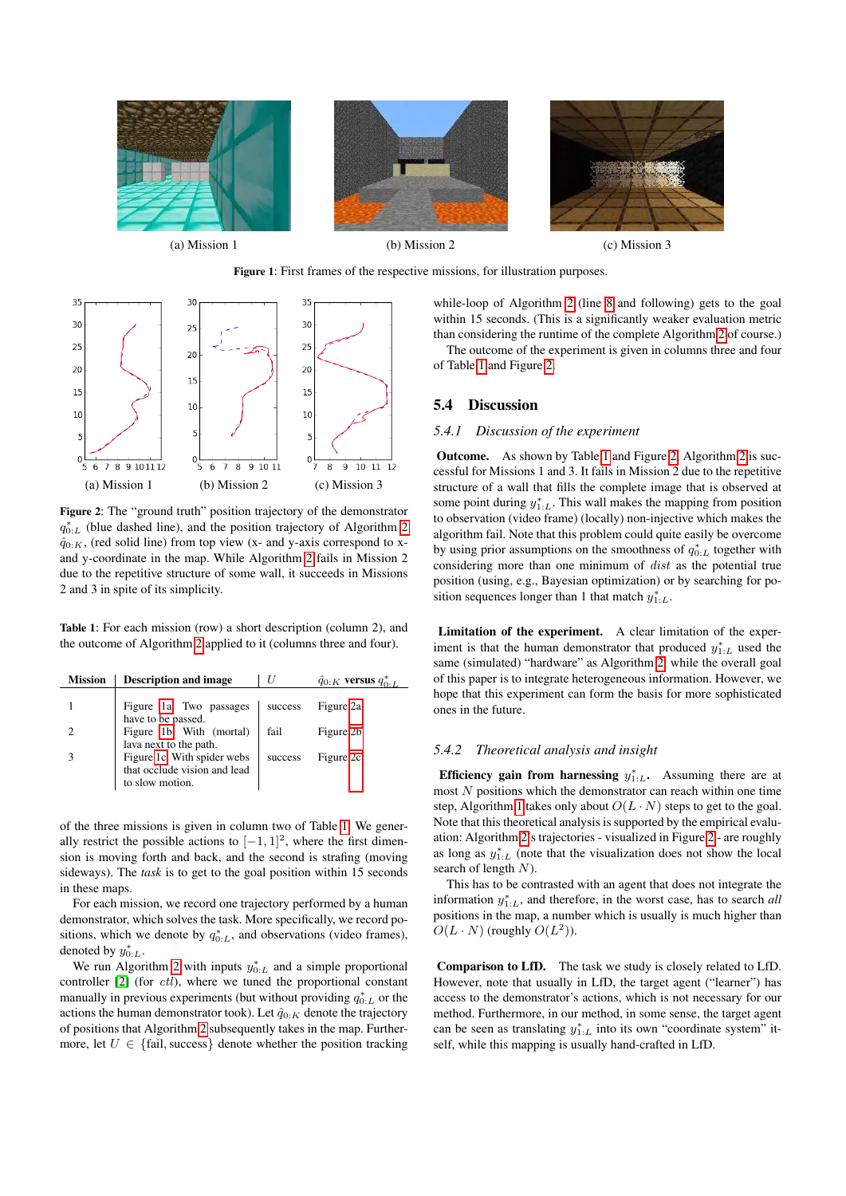(a) Mission 1

(b) Mission 2

(c) Mission 3

**Figure 1**: First frames of the respective missions, for illustration purposes.

(a) Mission 1

(b) Mission 2

(c) Mission 3

**Figure 2**: The "ground truth" position trajectory of the demonstrator $q^*_{0:L}$ (blue dashed line), and the position trajectory of Algorithm 2 $\hat{q}_{0:K}$, (red solid line) from top view (x- and y-axis correspond to x- and y-coordinate in the map. While Algorithm 2 fails in Mission 2 due to the repetitive structure of some wall, it succeeds in Missions 2 and 3 in spite of its simplicity.

**Table 1**: For each mission (row) a short description (column 2), and the outcome of Algorithm 2 applied to it (columns three and four).

| Mission | Description and image | $U$ | $\hat{q}_{0:K}$ versus $q^*_{0:L}$ |
|---|---|---|---|
| 1 | Figure 1a Two passages have to be passed. | success | Figure 2a |
| 2 | Figure 1b With (mortal) lava next to the path. | fail | Figure 2b |
| 3 | Figure 1c With spider webs that occlude vision and lead to slow motion. | success | Figure 2c |

of the three missions is given in column two of Table 1. We generally restrict the possible actions to $[-1, 1]^2$, where the first dimension is moving forth and back, and the second is strafing (moving sideways). The *task* is to get to the goal position within 15 seconds in these maps.

For each mission, we record one trajectory performed by a human demonstrator, which solves the task. More specifically, we record positions, which we denote by $q^*_{0:L}$, and observations (video frames), denoted by $y^*_{0:L}$.

We run Algorithm 2 with inputs $y^*_{0:L}$ and a simple proportional controller [2] (for *ctl*), where we tuned the proportional constant manually in previous experiments (but without providing $q^*_{0:L}$ or the actions the human demonstrator took). Let $\hat{q}_{0:K}$ denote the trajectory of positions that Algorithm 2 subsequently takes in the map. Furthermore, let $U \in \{\text{fail}, \text{success}\}$ denote whether the position tracking while-loop of Algorithm 2 (line 8 and following) gets to the goal within 15 seconds. (This is a significantly weaker evaluation metric than considering the runtime of the complete Algorithm 2 of course.)

The outcome of the experiment is given in columns three and four of Table 1 and Figure 2.

## 5.4 Discussion

### 5.4.1 Discussion of the experiment

**Outcome.** As shown by Table 1 and Figure 2, Algorithm 2 is successful for Missions 1 and 3. It fails in Mission 2 due to the repetitive structure of a wall that fills the complete image that is observed at some point during $y^*_{1:L}$. This wall makes the mapping from position to observation (video frame) (locally) non-injective which makes the algorithm fail. Note that this problem could quite easily be overcome by using prior assumptions on the smoothness of $q^*_{0:L}$ together with considering more than one minimum of *dist* as the potential true position (using, e.g., Bayesian optimization) or by searching for position sequences longer than 1 that match $y^*_{1:L}$.

**Limitation of the experiment.** A clear limitation of the experiment is that the human demonstrator that produced $y^*_{1:L}$ used the same (simulated) "hardware" as Algorithm 2, while the overall goal of this paper is to integrate heterogeneous information. However, we hope that this experiment can form the basis for more sophisticated ones in the future.

### 5.4.2 Theoretical analysis and insight

**Efficiency gain from harnessing $y^*_{1:L}$.** Assuming there are at most $N$ positions which the demonstrator can reach within one time step, Algorithm 1 takes only about $O(L \cdot N)$ steps to get to the goal. Note that this theoretical analysis is supported by the empirical evaluation: Algorithm 2's trajectories - visualized in Figure 2 - are roughly as long as $y^*_{1:L}$ (note that the visualization does not show the local search of length $N$).

This has to be contrasted with an agent that does not integrate the information $y^*_{1:L}$, and therefore, in the worst case, has to search *all* positions in the map, a number which is usually is much higher than $O(L \cdot N)$ (roughly $O(L^2)$).

**Comparison to LfD.** The task we study is closely related to LfD. However, note that usually in LfD, the target agent ("learner") has access to the demonstrator's actions, which is not necessary for our method. Furthermore, in our method, in some sense, the target agent can be seen as translating $y^*_{1:L}$ into its own "coordinate system" itself, while this mapping is usually is hand-crafted in LfD.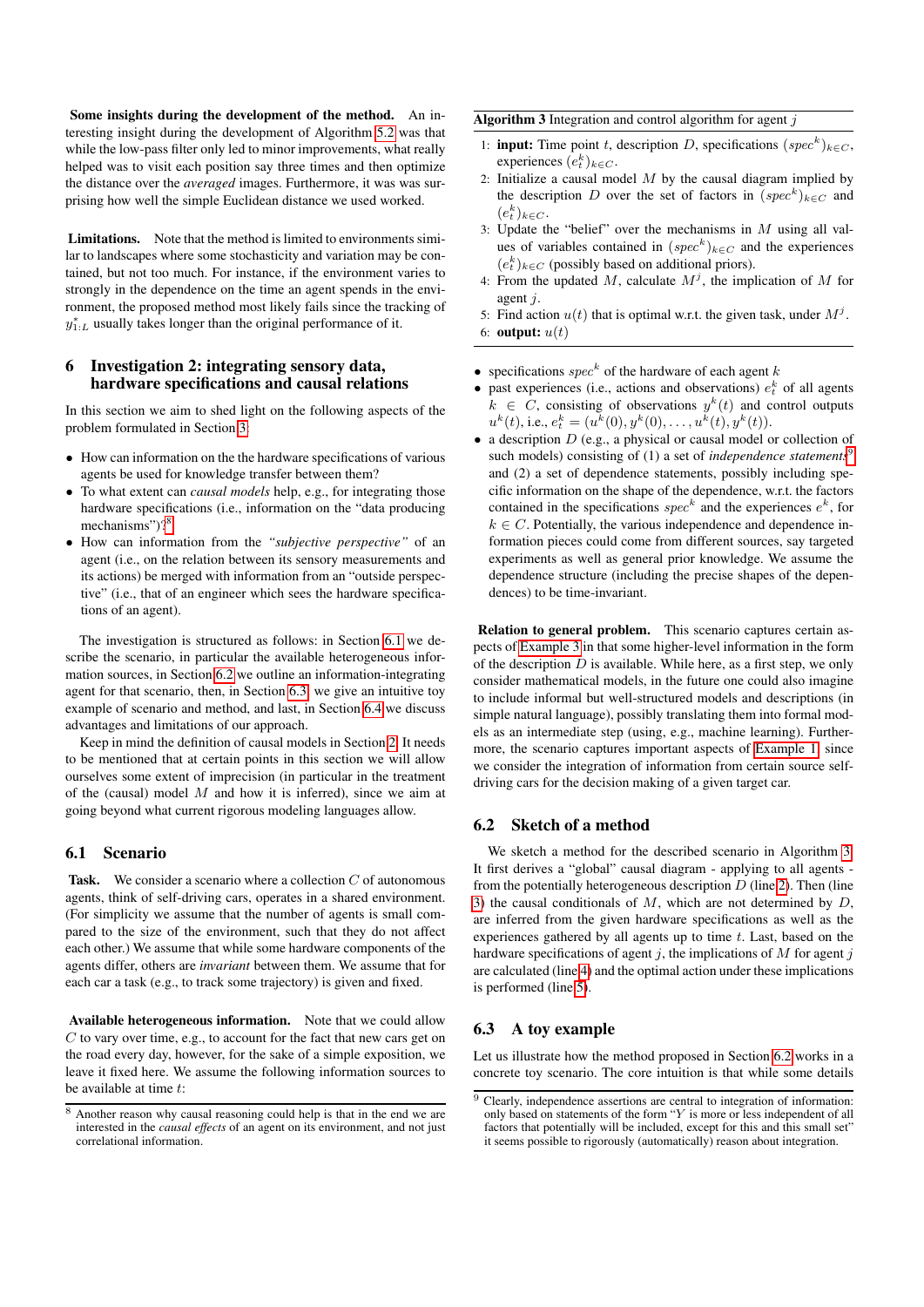**Some insights during the development of the method.** An interesting insight during the development of Algorithm 5.2 was that while the low-pass filter only led to minor improvements, what really helped was to visit each position say three times and then optimize the distance over the *averaged* images. Furthermore, it was was surprising how well the simple Euclidean distance we used worked.

**Limitations.** Note that the method is limited to environments similar to landscapes where some stochasticity and variation may be contained, but not too much. For instance, if the environment varies to strongly in the dependence on the time an agent spends in the environment, the proposed method most likely fails since the tracking of $y^*_{1:L}$ usually takes longer than the original performance of it.

## 6 Investigation 2: integrating sensory data, hardware specifications and causal relations

In this section we aim to shed light on the following aspects of the problem formulated in Section 3:

- How can information on the the hardware specifications of various agents be used for knowledge transfer between them?
- To what extent can *causal models* help, e.g., for integrating those hardware specifications (i.e., information on the "data producing mechanisms")?[8]
- How can information from the *"subjective perspective"* of an agent (i.e., on the relation between its sensory measurements and its actions) be merged with information from an "outside perspective" (i.e., that of an engineer which sees the hardware specifications of an agent).

The investigation is structured as follows: in Section 6.1 we describe the scenario, in particular the available heterogeneous information sources, in Section 6.2 we outline an information-integrating agent for that scenario, then, in Section 6.3, we give an intuitive toy example of scenario and method, and last, in Section 6.4 we discuss advantages and limitations of our approach.

Keep in mind the definition of causal models in Section 2. It needs to be mentioned that at certain points in this section we will allow ourselves some extent of imprecision (in particular in the treatment of the (causal) model $M$ and how it is inferred), since we aim at going beyond what current rigorous modeling languages allow.

### 6.1 Scenario

**Task.** We consider a scenario where a collection $C$ of autonomous agents, think of self-driving cars, operates in a shared environment. (For simplicity we assume that the number of agents is small compared to the size of the environment, such that they do not affect each other.) We assume that while some hardware components of the agents differ, others are *invariant* between them. We assume that for each car a task (e.g., to track some trajectory) is given and fixed.

**Available heterogeneous information.** Note that we could allow $C$ to vary over time, e.g., to account for the fact that new cars get on the road every day, however, for the sake of a simple exposition, we leave it fixed here. We assume the following information sources to be available at time $t$:

**Algorithm 3** Integration and control algorithm for agent $j$

1: **input:** Time point $t$, description $D$, specifications $(spec^k)_{k \in C}$, experiences $(e^k_t)_{k \in C}$.
2: Initialize a causal model $M$ by the causal diagram implied by the description $D$ over the set of factors in $(spec^k)_{k \in C}$ and $(e^k_t)_{k \in C}$.
3: Update the "belief" over the mechanisms in $M$ using all values of variables contained in $(spec^k)_{k \in C}$ and the experiences $(e^k_t)_{k \in C}$ (possibly based on additional priors).
4: From the updated $M$, calculate $M^j$, the implication of $M$ for agent $j$.
5: Find action $u(t)$ that is optimal w.r.t. the given task, under $M^j$.
6: **output:** $u(t)$

- specifications $spec^k$ of the hardware of each agent $k$
- past experiences (i.e., actions and observations) $e^k_t$ of all agents $k \in C$, consisting of observations $y^k(t)$ and control outputs $u^k(t)$, i.e., $e^k_t = (u^k(0), y^k(0), \ldots, u^k(t), y^k(t))$.
- a description $D$ (e.g., a physical or causal model or collection of such models) consisting of (1) a set of *independence statements*[9] and (2) a set of dependence statements, possibly including specific information on the shape of the dependence, w.r.t. the factors contained in the specifications $spec^k$ and the experiences $e^k$, for $k \in C$. Potentially, the various independence and dependence information pieces could come from different sources, say targeted experiments as well as general prior knowledge. We assume the dependence structure (including the precise shapes of the dependences) to be time-invariant.

**Relation to general problem.** This scenario captures certain aspects of Example 3 in that some higher-level information in the form of the description $D$ is available. While here, as a first step, we only consider mathematical models, in the future one could also imagine to include informal but well-structured models and descriptions (in simple natural language), possibly translating them into formal models as an intermediate step (using, e.g., machine learning). Furthermore, the scenario captures important aspects of Example 1, since we consider the integration of information from certain source self-driving cars for the decision making of a given target car.

### 6.2 Sketch of a method

We sketch a method for the described scenario in Algorithm 3. It first derives a "global" causal diagram - applying to all agents - from the potentially heterogeneous description $D$ (line 2). Then (line 3) the causal conditionals of $M$, which are not determined by $D$, are inferred from the given hardware specifications as well as the experiences gathered by all agents up to time $t$. Last, based on the hardware specifications of agent $j$, the implications of $M$ for agent $j$ are calculated (line 4) and the optimal action under these implications is performed (line 5).

### 6.3 A toy example

Let us illustrate how the method proposed in Section 6.2 works in a concrete toy scenario. The core intuition is that while some details

[8] Another reason why causal reasoning could help is that in the end we are interested in the *causal effects* of an agent on its environment, and not just correlational information.

[9] Clearly, independence assertions are central to integration of information: only based on statements of the form "$Y$ is more or less independent of all factors that potentially will be included, except for this and this small set" it seems possible to rigorously (automatically) reason about integration.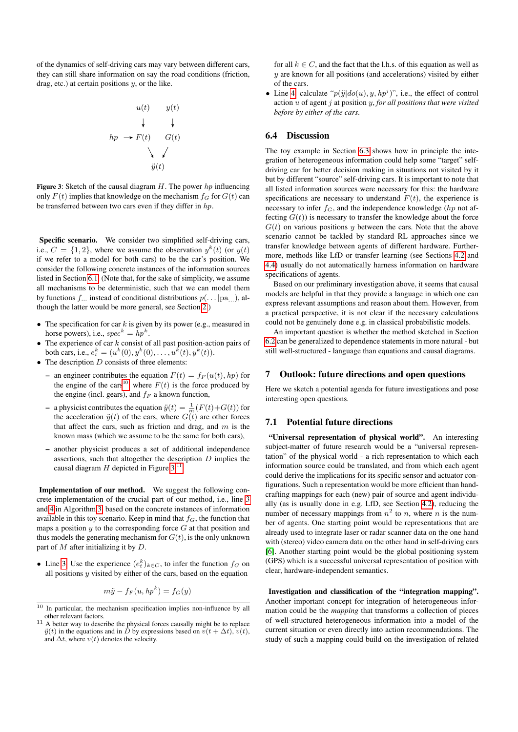of the dynamics of self-driving cars may vary between different cars, they can still share information on say the road conditions (friction, drag, etc.) at certain positions $y$, or the like.

$$
\begin{array}{ccc}
 & u(t) & y(t) \\
 & \downarrow & \downarrow \\
hp \rightarrow & F(t) & G(t) \\
 & \searrow & \swarrow \\
 & \ddot{y}(t) &
\end{array}
$$

**Figure 3**: Sketch of the causal diagram $H$. The power $hp$ influencing only $F(t)$ implies that knowledge on the mechanism $f_G$ for $G(t)$ can be transferred between two cars even if they differ in $hp$.

**Specific scenario.** We consider two simplified self-driving cars, i.e., $C = \{1, 2\}$, where we assume the observation $y^k(t)$ (or $y(t)$ if we refer to a model for both cars) to be the car's position. We consider the following concrete instances of the information sources listed in Section 6.1. (Note that, for the sake of simplicity, we assume all mechanisms to be deterministic, such that we can model them by functions $f_{\dots}$ instead of conditional distributions $p(\dots|\text{pa}_{\dots})$, although the latter would be more general, see Section 2.)

- The specification for car $k$ is given by its power (e.g., measured in horse powers), i.e., $spec^k = hp^k$.
- The experience of car $k$ consist of all past position-action pairs of both cars, i.e., $e^k_t = (u^k(0), y^k(0), \dots, u^k(t), y^k(t))$.
- The description $D$ consists of three elements:
  - an engineer contributes the equation $F(t) = f_F(u(t), hp)$ for the engine of the cars[10] where $F(t)$ is the force produced by the engine (incl. gears), and $f_F$ a known function,
  - a physicist contributes the equation $\ddot{y}(t) = \frac{1}{m}(F(t)+G(t))$ for the acceleration $\ddot{y}(t)$ of the cars, where $G(t)$ are other forces that affect the cars, such as friction and drag, and $m$ is the known mass (which we assume to be the same for both cars),
  - another physicist produces a set of additional independence assertions, such that altogether the description $D$ implies the causal diagram $H$ depicted in Figure 3.[11]

**Implementation of our method.** We suggest the following concrete implementation of the crucial part of our method, i.e., line 3 and 4 in Algorithm 3, based on the concrete instances of information available in this toy scenario. Keep in mind that $f_G$, the function that maps a position $y$ to the corresponding force $G$ at that position and thus models the generating mechanism for $G(t)$, is the only unknown part of $M$ after initializing it by $D$.

- Line 3: Use the experience $(e^k_t)_{k\in C}$, to infer the function $f_G$ on all positions $y$ visited by either of the cars, based on the equation

$$m\ddot{y} - f_F(u, hp^k) = f_G(y)$$

for all $k \in C$, and the fact that the l.h.s. of this equation as well as $y$ are known for all positions (and accelerations) visited by either of the cars.

- Line 4: calculate "$p(\ddot{y}|do(u), y, hp^j)$", i.e., the effect of control action $u$ of agent $j$ at position $y$, *for all positions that were visited before by either of the cars.*

[10] In particular, the mechanism specification implies non-influence by all other relevant factors.

[11] A better way to describe the physical forces causally might be to replace $\ddot{y}(t)$ in the equations and in $D$ by expressions based on $v(t+\Delta t)$, $v(t)$, and $\Delta t$, where $v(t)$ denotes the velocity.

### 6.4 Discussion

The toy example in Section 6.3 shows how in principle the integration of heterogeneous information could help some "target" self-driving car for better decision making in situations not visited by it but by different "source" self-driving cars. It is important to note that all listed information sources were necessary for this: the hardware specifications are necessary to understand $F(t)$, the experience is necessary to infer $f_G$, and the independence knowledge ($hp$ not affecting $G(t)$) is necessary to transfer the knowledge about the force $G(t)$ on various positions $y$ between the cars. Note that the above scenario cannot be tackled by standard RL approaches since we transfer knowledge between agents of different hardware. Furthermore, methods like LfD or transfer learning (see Sections 4.2 and 4.4) usually do not automatically harness information on hardware specifications of agents.

Based on our preliminary investigation above, it seems that causal models are helpful in that they provide a language in which one can express relevant assumptions and reason about them. However, from a practical perspective, it is not clear if the necessary calculations could not be genuinely done e.g. in classical probabilistic models.

An important question is whether the method sketched in Section 6.2 can be generalized to dependence statements in more natural - but still well-structured - language than equations and causal diagrams.

## 7 Outlook: future directions and open questions

Here we sketch a potential agenda for future investigations and pose interesting open questions.

### 7.1 Potential future directions

**"Universal representation of physical world".** An interesting subject-matter of future research would be a "universal representation" of the physical world - a rich representation to which each information source could be translated, and from which each agent could derive the implications for its specific sensor and actuator configurations. Such a representation would be more efficient than handcrafting mappings for each (new) pair of source and agent individually (as is usually done in e.g. LfD, see Section 4.2), reducing the number of necessary mappings from $n^2$ to $n$, where $n$ is the number of agents. One starting point would be representations that are already used to integrate laser or radar scanner data on the one hand with (stereo) video camera data on the other hand in self-driving cars [6]. Another starting point would be the global positioning system (GPS) which is a successful universal representation of position with clear, hardware-independent semantics.

**Investigation and classification of the "integration mapping".** Another important concept for integration of heterogeneous information could be the *mapping* that transforms a collection of pieces of well-structured heterogeneous information into a model of the current situation or even directly into action recommendations. The study of such a mapping could build on the investigation of related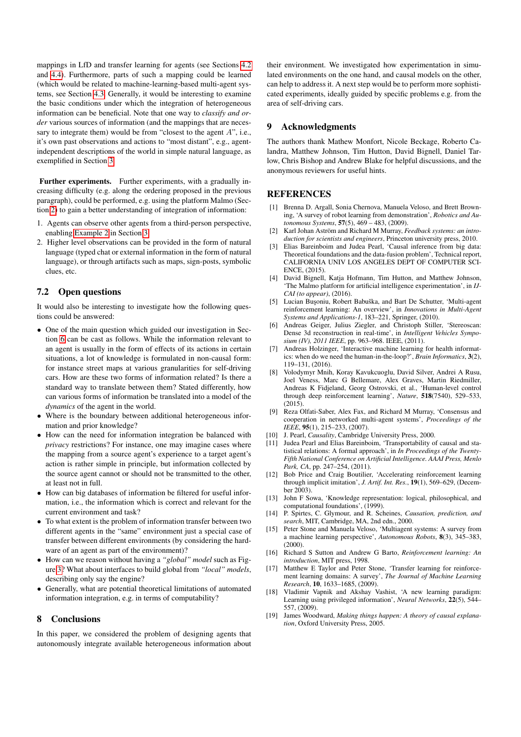mappings in LfD and transfer learning for agents (see Sections 4.2 and 4.4). Furthermore, parts of such a mapping could be learned (which would be related to machine-learning-based multi-agent systems, see Section 4.3. Generally, it would be interesting to examine the basic conditions under which the integration of heterogeneous information can be beneficial. Note that one way to *classify and order* various sources of information (and the mappings that are necessary to integrate them) would be from "closest to the agent $A$", i.e., it's own past observations and actions to "most distant", e.g., agent-independent descriptions of the world in simple natural language, as exemplified in Section 3.

**Further experiments.** Further experiments, with a gradually increasing difficulty (e.g. along the ordering proposed in the previous paragraph), could be performed, e.g. using the platform Malmo (Section 2) to gain a better understanding of integration of information:

1. Agents can observe other agents from a third-person perspective, enabling Example 2 in Section 3.
2. Higher level observations can be provided in the form of natural language (typed chat or external information in the form of natural language), or through artifacts such as maps, sign-posts, symbolic clues, etc.

## 7.2 Open questions

It would also be interesting to investigate how the following questions could be answered:

- One of the main question which guided our investigation in Section 6 can be cast as follows. While the information relevant to an agent is usually in the form of effects of its actions in certain situations, a lot of knowledge is formulated in non-causal form: for instance street maps at various granularities for self-driving cars. How are these two forms of information related? Is there a standard way to translate between them? Stated differently, how can various forms of information be translated into a model of the *dynamics* of the agent in the world.
- Where is the boundary between additional heterogeneous information and prior knowledge?
- How can the need for information integration be balanced with *privacy* restrictions? For instance, one may imagine cases where the mapping from a source agent's experience to a target agent's action is rather simple in principle, but information collected by the source agent cannot or should not be transmitted to the other, at least not in full.
- How can big databases of information be filtered for useful information, i.e., the information which is correct and relevant for the current environment and task?
- To what extent is the problem of information transfer between two different agents in the "same" environment just a special case of transfer between different environments (by considering the hardware of an agent as part of the environment)?
- How can we reason without having a *"global" model* such as Figure 3? What about interfaces to build global from *"local" models*, describing only say the engine?
- Generally, what are potential theoretical limitations of automated information integration, e.g. in terms of computability?

# 8 Conclusions

In this paper, we considered the problem of designing agents that autonomously integrate available heterogeneous information about their environment. We investigated how experimentation in simulated environments on the one hand, and causal models on the other, can help to address it. A next step would be to perform more sophisticated experiments, ideally guided by specific problems e.g. from the area of self-driving cars.

# 9 Acknowledgments

The authors thank Mathew Monfort, Nicole Beckage, Roberto Calandra, Matthew Johnson, Tim Hutton, David Bignell, Daniel Tarlow, Chris Bishop and Andrew Blake for helpful discussions, and the anonymous reviewers for useful hints.

# REFERENCES

[1] Brenna D. Argall, Sonia Chernova, Manuela Veloso, and Brett Browning, 'A survey of robot learning from demonstration', *Robotics and Autonomous Systems*, **57**(5), 469 – 483, (2009).

[2] Karl Johan Åström and Richard M Murray, *Feedback systems: an introduction for scientists and engineers*, Princeton university press, 2010.

[3] Elias Bareinboim and Judea Pearl, 'Causal inference from big data: Theoretical foundations and the data-fusion problem', Technical report, CALIFORNIA UNIV LOS ANGELES DEPT OF COMPUTER SCIENCE, (2015).

[4] David Bignell, Katja Hofmann, Tim Hutton, and Matthew Johnson, 'The Malmo platform for artificial intelligence experimentation', in *IJCAI (to appear)*, (2016).

[5] Lucian Buşoniu, Robert Babuška, and Bart De Schutter, 'Multi-agent reinforcement learning: An overview', in *Innovations in Multi-Agent Systems and Applications-1*, 183–221, Springer, (2010).

[6] Andreas Geiger, Julius Ziegler, and Christoph Stiller, 'Stereoscan: Dense 3d reconstruction in real-time', in *Intelligent Vehicles Symposium (IV), 2011 IEEE*, pp. 963–968. IEEE, (2011).

[7] Andreas Holzinger, 'Interactive machine learning for health informatics: when do we need the human-in-the-loop?', *Brain Informatics*, **3**(2), 119–131, (2016).

[8] Volodymyr Mnih, Koray Kavukcuoglu, David Silver, Andrei A Rusu, Joel Veness, Marc G Bellemare, Alex Graves, Martin Riedmiller, Andreas K Fidjeland, Georg Ostrovski, et al., 'Human-level control through deep reinforcement learning', *Nature*, **518**(7540), 529–533, (2015).

[9] Reza Olfati-Saber, Alex Fax, and Richard M Murray, 'Consensus and cooperation in networked multi-agent systems', *Proceedings of the IEEE*, **95**(1), 215–233, (2007).

[10] J. Pearl, *Causality*, Cambridge University Press, 2000.

[11] Judea Pearl and Elias Bareinboim, 'Transportability of causal and statistical relations: A formal approach', in *In Proceedings of the Twenty-Fifth National Conference on Artificial Intelligence. AAAI Press, Menlo Park, CA*, pp. 247–254, (2011).

[12] Bob Price and Craig Boutilier, 'Accelerating reinforcement learning through implicit imitation', *J. Artif. Int. Res.*, **19**(1), 569–629, (December 2003).

[13] John F Sowa, 'Knowledge representation: logical, philosophical, and computational foundations', (1999).

[14] P. Spirtes, C. Glymour, and R. Scheines, *Causation, prediction, and search*, MIT, Cambridge, MA, 2nd edn., 2000.

[15] Peter Stone and Manuela Veloso, 'Multiagent systems: A survey from a machine learning perspective', *Autonomous Robots*, **8**(3), 345–383, (2000).

[16] Richard S Sutton and Andrew G Barto, *Reinforcement learning: An introduction*, MIT press, 1998.

[17] Matthew E Taylor and Peter Stone, 'Transfer learning for reinforcement learning domains: A survey', *The Journal of Machine Learning Research*, **10**, 1633–1685, (2009).

[18] Vladimir Vapnik and Akshay Vashist, 'A new learning paradigm: Learning using privileged information', *Neural Networks*, **22**(5), 544–557, (2009).

[19] James Woodward, *Making things happen: A theory of causal explanation*, Oxford University Press, 2005.